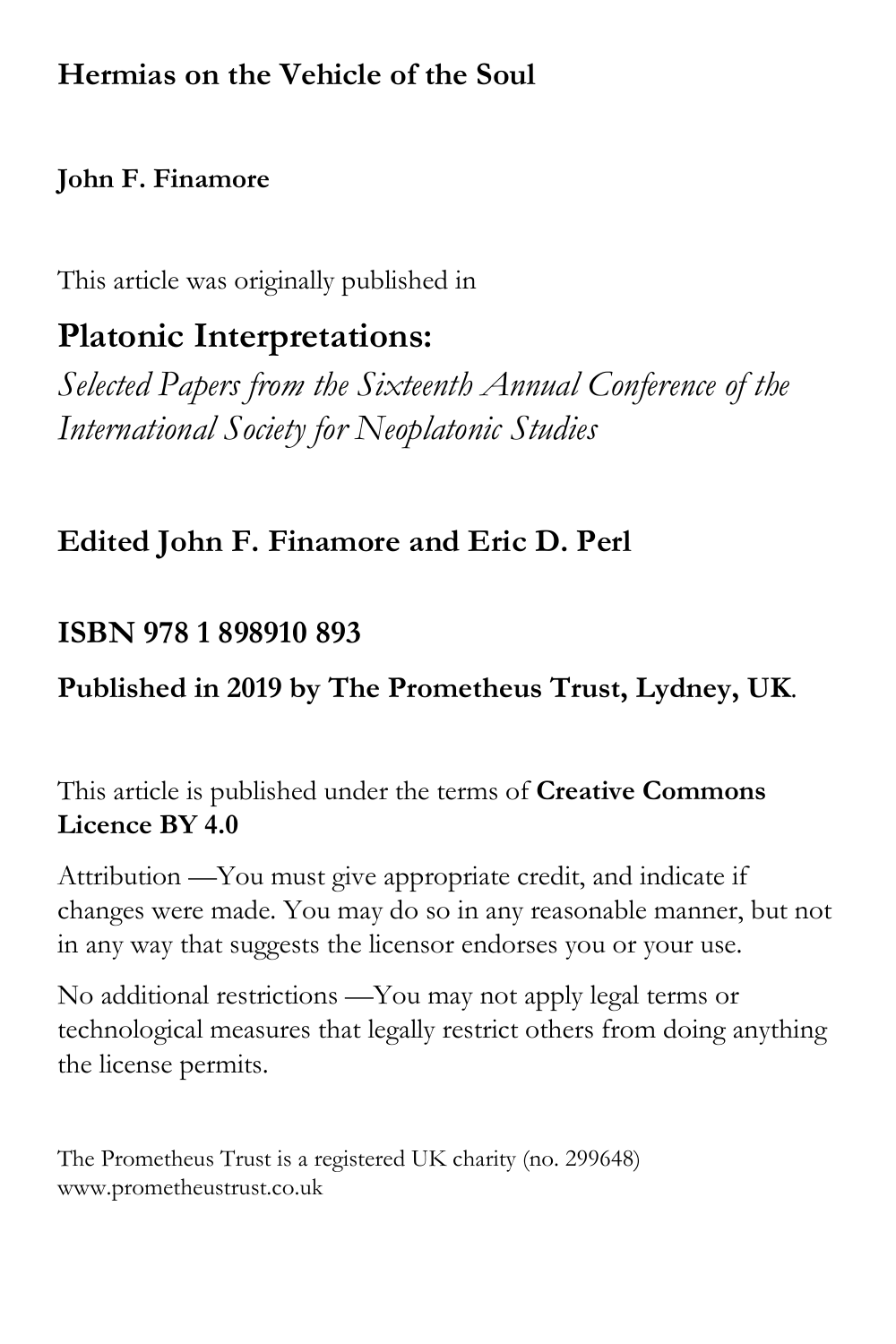# Hermias on the Vehicle of the Soul

**John F. Finamore**

This article was originally published in

## Platonic Interpretations:

*Selected Papers from the Sixteenth Annual Conference of the International Society for Neoplatonic Studies*

**Edited John F. Finamore and Eric D. Perl**

**ISBN 978 1 898910 893**

**Published in 2019 by The Prometheus Trust, Lydney, UK.**

This article is published under the terms of **Creative Commons Licence BY 4.0**

Attribution —You must give appropriate credit, and indicate if changes were made. You may do so in any reasonable manner, but not in any way that suggests the licensor endorses you or your use.

No additional restrictions —You may not apply legal terms or technological measures that legally restrict others from doing anything the license permits.

The Prometheus Trust is a registered UK charity (no. 299648)
www.prometheustrust.co.uk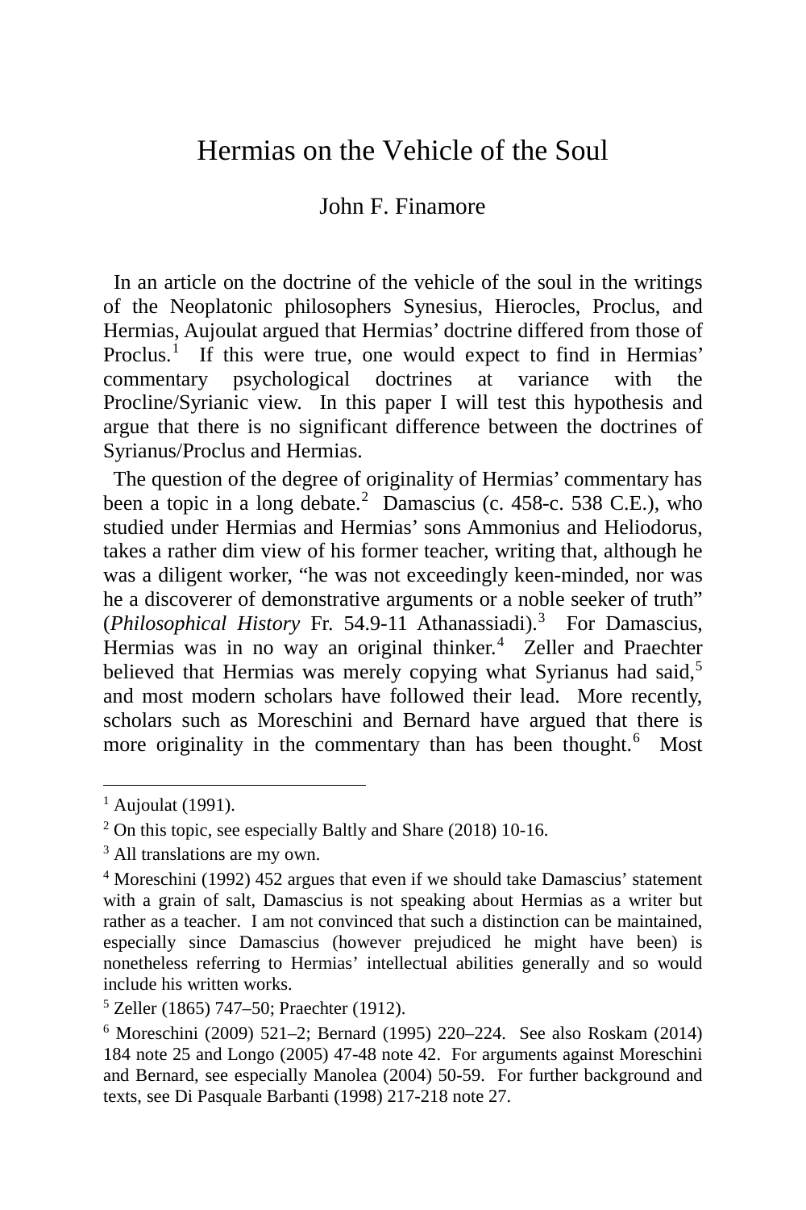// Hermias on the Vehicle of the Soul

John F. Finamore

In an article on the doctrine of the vehicle of the soul in the writings of the Neoplatonic philosophers Synesius, Hierocles, Proclus, and Hermias, Aujoulat argued that Hermias' doctrine differed from those of Proclus.[1] If this were true, one would expect to find in Hermias' commentary psychological doctrines at variance with the Procline/Syrianic view. In this paper I will test this hypothesis and argue that there is no significant difference between the doctrines of Syrianus/Proclus and Hermias.

The question of the degree of originality of Hermias' commentary has been a topic in a long debate.[2] Damascius (c. 458-c. 538 C.E.), who studied under Hermias and Hermias' sons Ammonius and Heliodorus, takes a rather dim view of his former teacher, writing that, although he was a diligent worker, "he was not exceedingly keen-minded, nor was he a discoverer of demonstrative arguments or a noble seeker of truth" (*Philosophical History* Fr. 54.9-11 Athanassiadi).[3] For Damascius, Hermias was in no way an original thinker.[4] Zeller and Praechter believed that Hermias was merely copying what Syrianus had said,[5] and most modern scholars have followed their lead. More recently, scholars such as Moreschini and Bernard have argued that there is more originality in the commentary than has been thought.[6] Most

---

[1] Aujoulat (1991).

[2] On this topic, see especially Baltly and Share (2018) 10-16.

[3] All translations are my own.

[4] Moreschini (1992) 452 argues that even if we should take Damascius' statement with a grain of salt, Damascius is not speaking about Hermias as a writer but rather as a teacher. I am not convinced that such a distinction can be maintained, especially since Damascius (however prejudiced he might have been) is nonetheless referring to Hermias' intellectual abilities generally and so would include his written works.

[5] Zeller (1865) 747–50; Praechter (1912).

[6] Moreschini (2009) 521–2; Bernard (1995) 220–224. See also Roskam (2014) 184 note 25 and Longo (2005) 47-48 note 42. For arguments against Moreschini and Bernard, see especially Manolea (2004) 50-59. For further background and texts, see Di Pasquale Barbanti (1998) 217-218 note 27.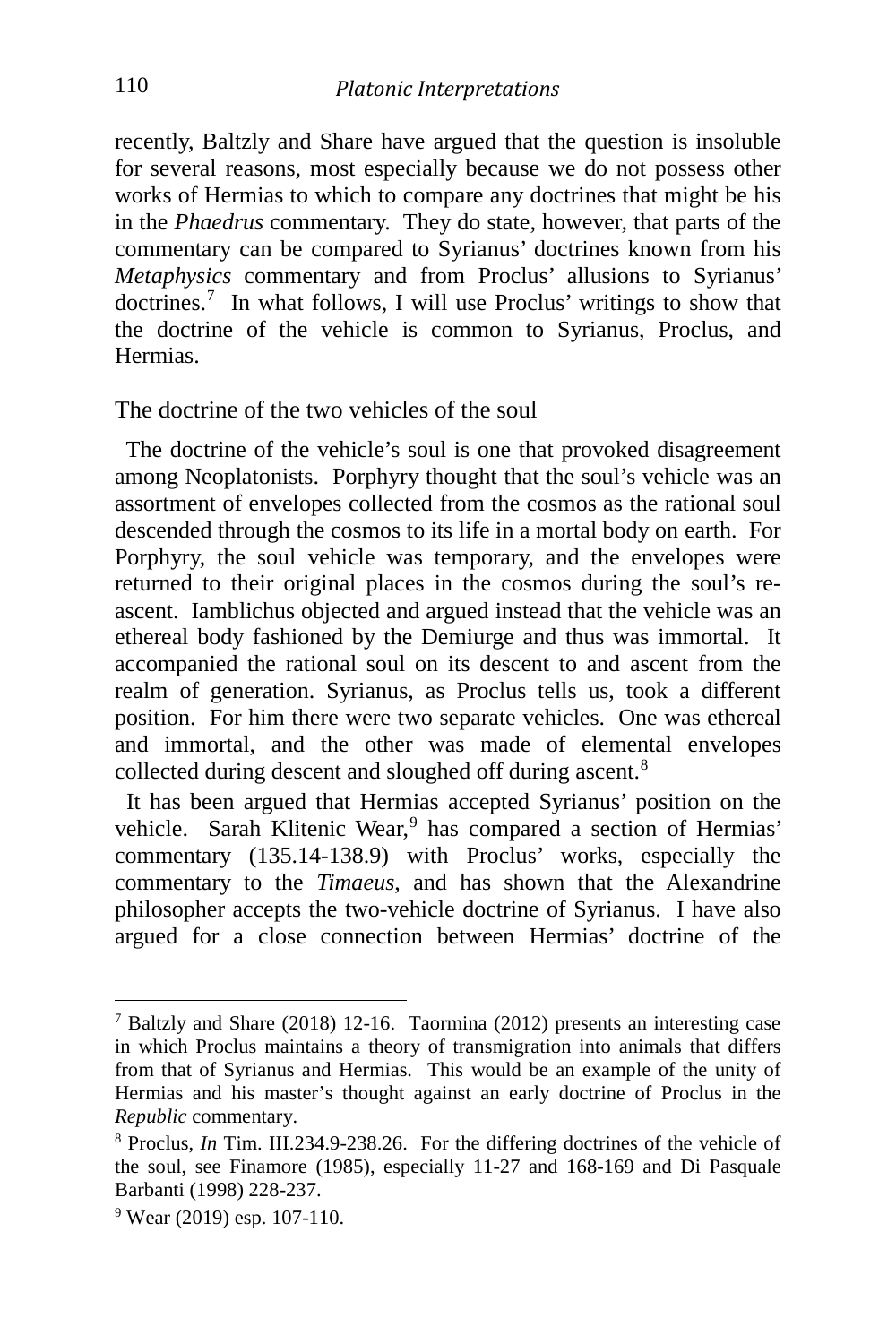recently, Baltzly and Share have argued that the question is insoluble for several reasons, most especially because we do not possess other works of Hermias to which to compare any doctrines that might be his in the *Phaedrus* commentary. They do state, however, that parts of the commentary can be compared to Syrianus' doctrines known from his *Metaphysics* commentary and from Proclus' allusions to Syrianus' doctrines.[7] In what follows, I will use Proclus' writings to show that the doctrine of the vehicle is common to Syrianus, Proclus, and Hermias.

## The doctrine of the two vehicles of the soul

The doctrine of the vehicle's soul is one that provoked disagreement among Neoplatonists. Porphyry thought that the soul's vehicle was an assortment of envelopes collected from the cosmos as the rational soul descended through the cosmos to its life in a mortal body on earth. For Porphyry, the soul vehicle was temporary, and the envelopes were returned to their original places in the cosmos during the soul's re-ascent. Iamblichus objected and argued instead that the vehicle was an ethereal body fashioned by the Demiurge and thus was immortal. It accompanied the rational soul on its descent to and ascent from the realm of generation. Syrianus, as Proclus tells us, took a different position. For him there were two separate vehicles. One was ethereal and immortal, and the other was made of elemental envelopes collected during descent and sloughed off during ascent.[8]

It has been argued that Hermias accepted Syrianus' position on the vehicle. Sarah Klitenic Wear,[9] has compared a section of Hermias' commentary (135.14-138.9) with Proclus' works, especially the commentary to the *Timaeus*, and has shown that the Alexandrine philosopher accepts the two-vehicle doctrine of Syrianus. I have also argued for a close connection between Hermias' doctrine of the

---

[7] Baltzly and Share (2018) 12-16. Taormina (2012) presents an interesting case in which Proclus maintains a theory of transmigration into animals that differs from that of Syrianus and Hermias. This would be an example of the unity of Hermias and his master's thought against an early doctrine of Proclus in the *Republic* commentary.

[8] Proclus, *In* Tim. III.234.9-238.26. For the differing doctrines of the vehicle of the soul, see Finamore (1985), especially 11-27 and 168-169 and Di Pasquale Barbanti (1998) 228-237.

[9] Wear (2019) esp. 107-110.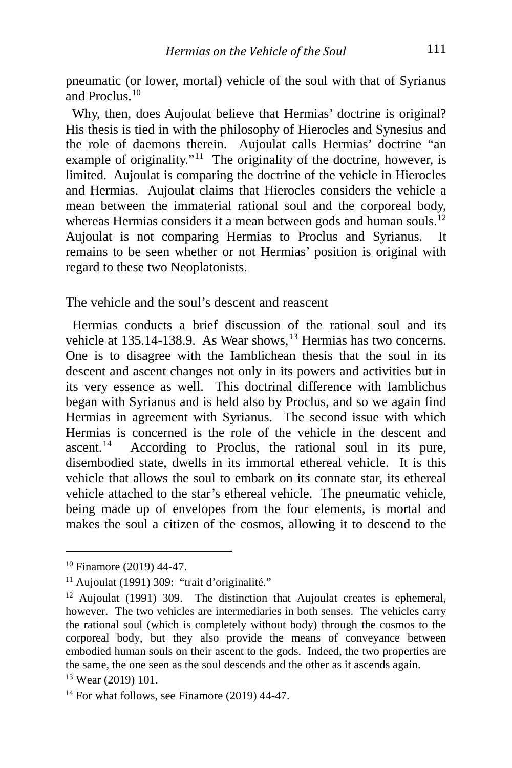pneumatic (or lower, mortal) vehicle of the soul with that of Syrianus and Proclus.[10]

Why, then, does Aujoulat believe that Hermias' doctrine is original? His thesis is tied in with the philosophy of Hierocles and Synesius and the role of daemons therein. Aujoulat calls Hermias' doctrine "an example of originality."[11] The originality of the doctrine, however, is limited. Aujoulat is comparing the doctrine of the vehicle in Hierocles and Hermias. Aujoulat claims that Hierocles considers the vehicle a mean between the immaterial rational soul and the corporeal body, whereas Hermias considers it a mean between gods and human souls.[12] Aujoulat is not comparing Hermias to Proclus and Syrianus. It remains to be seen whether or not Hermias' position is original with regard to these two Neoplatonists.

## The vehicle and the soul's descent and reascent

Hermias conducts a brief discussion of the rational soul and its vehicle at 135.14-138.9. As Wear shows,[13] Hermias has two concerns. One is to disagree with the Iamblichean thesis that the soul in its descent and ascent changes not only in its powers and activities but in its very essence as well. This doctrinal difference with Iamblichus began with Syrianus and is held also by Proclus, and so we again find Hermias in agreement with Syrianus. The second issue with which Hermias is concerned is the role of the vehicle in the descent and ascent.[14] According to Proclus, the rational soul in its pure, disembodied state, dwells in its immortal ethereal vehicle. It is this vehicle that allows the soul to embark on its connate star, its ethereal vehicle attached to the star's ethereal vehicle. The pneumatic vehicle, being made up of envelopes from the four elements, is mortal and makes the soul a citizen of the cosmos, allowing it to descend to the

---

[10] Finamore (2019) 44-47.

[11] Aujoulat (1991) 309: "trait d'originalité."

[12] Aujoulat (1991) 309. The distinction that Aujoulat creates is ephemeral, however. The two vehicles are intermediaries in both senses. The vehicles carry the rational soul (which is completely without body) through the cosmos to the corporeal body, but they also provide the means of conveyance between embodied human souls on their ascent to the gods. Indeed, the two properties are the same, the one seen as the soul descends and the other as it ascends again.

[13] Wear (2019) 101.

[14] For what follows, see Finamore (2019) 44-47.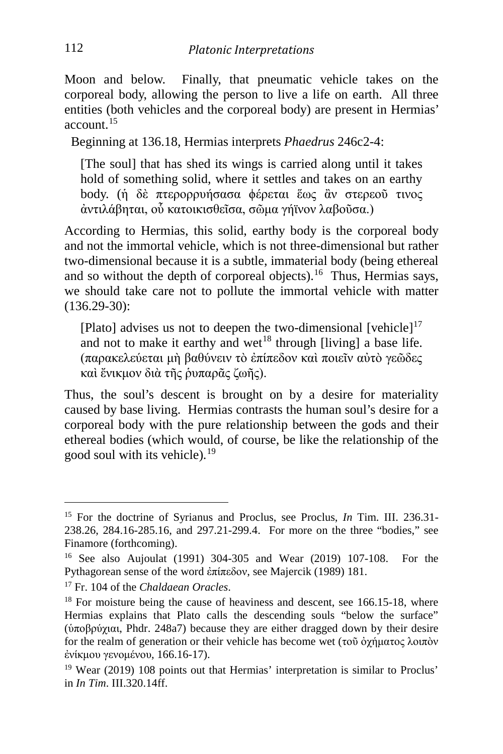Moon and below. Finally, that pneumatic vehicle takes on the corporeal body, allowing the person to live a life on earth. All three entities (both vehicles and the corporeal body) are present in Hermias' account.[15]

Beginning at 136.18, Hermias interprets *Phaedrus* 246c2-4:

> [The soul] that has shed its wings is carried along until it takes hold of something solid, where it settles and takes on an earthy body. (ἡ δὲ πτερορρυήσασα φέρεται ἕως ἂν στερεοῦ τινος ἀντιλάβηται, οὗ κατοικισθεῖσα, σῶμα γήϊνον λαβοῦσα.)

According to Hermias, this solid, earthy body is the corporeal body and not the immortal vehicle, which is not three-dimensional but rather two-dimensional because it is a subtle, immaterial body (being ethereal and so without the depth of corporeal objects).[16] Thus, Hermias says, we should take care not to pollute the immortal vehicle with matter (136.29-30):

> [Plato] advises us not to deepen the two-dimensional [vehicle][17] and not to make it earthy and wet[18] through [living] a base life. (παρακελεύεται μὴ βαθύνειν τὸ ἐπίπεδον καὶ ποιεῖν αὐτὸ γεῶδες καὶ ἔνικμον διὰ τῆς ῥυπαρᾶς ζωῆς).

Thus, the soul's descent is brought on by a desire for materiality caused by base living. Hermias contrasts the human soul's desire for a corporeal body with the pure relationship between the gods and their ethereal bodies (which would, of course, be like the relationship of the good soul with its vehicle).[19]

---

[15] For the doctrine of Syrianus and Proclus, see Proclus, *In* Tim. III. 236.31-238.26, 284.16-285.16, and 297.21-299.4. For more on the three "bodies," see Finamore (forthcoming).

[16] See also Aujoulat (1991) 304-305 and Wear (2019) 107-108. For the Pythagorean sense of the word ἐπίπεδον, see Majercik (1989) 181.

[17] Fr. 104 of the *Chaldaean Oracles*.

[18] For moisture being the cause of heaviness and descent, see 166.15-18, where Hermias explains that Plato calls the descending souls "below the surface" (ὑποβρύχιαι, Phdr. 248a7) because they are either dragged down by their desire for the realm of generation or their vehicle has become wet (τοῦ ὀχήματος λοιπὸν ἐνίκμου γενομένου, 166.16-17).

[19] Wear (2019) 108 points out that Hermias' interpretation is similar to Proclus' in *In Tim*. III.320.14ff.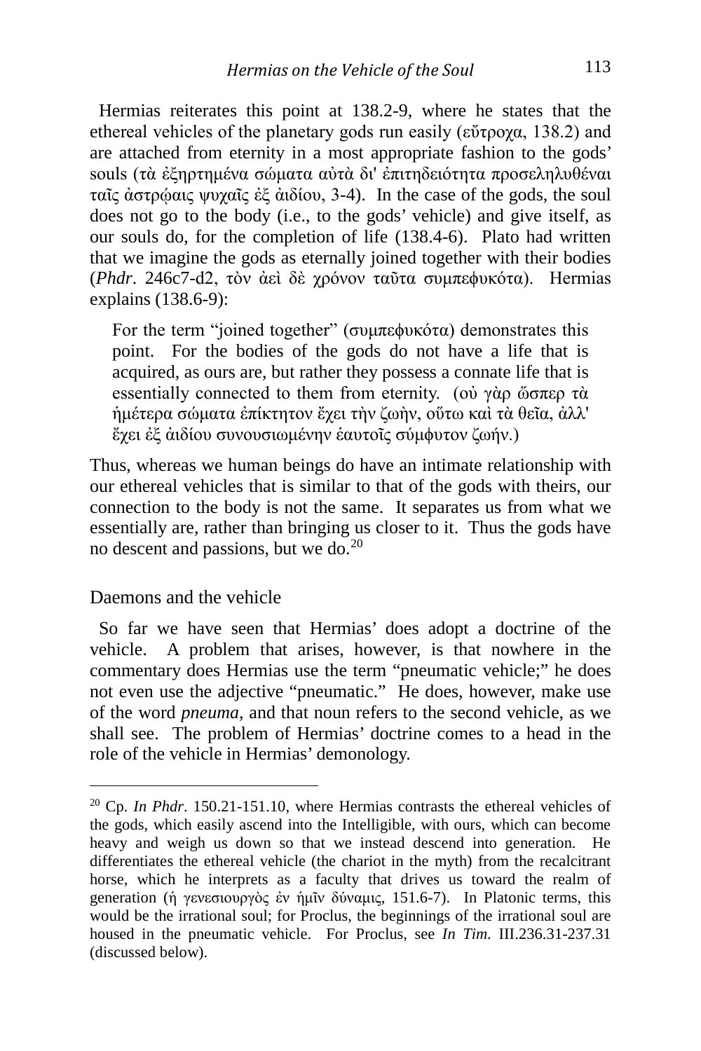Hermias reiterates this point at 138.2-9, where he states that the ethereal vehicles of the planetary gods run easily (εὔτροχα, 138.2) and are attached from eternity in a most appropriate fashion to the gods' souls (τὰ ἐξηρτημένα σώματα αὐτὰ δι' ἐπιτηδειότητα προσεληλυθέναι ταῖς ἀστρῴαις ψυχαῖς ἐξ ἀιδίου, 3-4). In the case of the gods, the soul does not go to the body (i.e., to the gods' vehicle) and give itself, as our souls do, for the completion of life (138.4-6). Plato had written that we imagine the gods as eternally joined together with their bodies (*Phdr*. 246c7-d2, τὸν ἀεὶ δὲ χρόνον ταῦτα συμπεφυκότα). Hermias explains (138.6-9):

> For the term "joined together" (συμπεφυκότα) demonstrates this point. For the bodies of the gods do not have a life that is acquired, as ours are, but rather they possess a connate life that is essentially connected to them from eternity. (οὐ γὰρ ὥσπερ τὰ ἡμέτερα σώματα ἐπίκτητον ἔχει τὴν ζωὴν, οὕτω καὶ τὰ θεῖα, ἀλλ' ἔχει ἐξ ἀιδίου συνουσιωμένην ἑαυτοῖς σύμφυτον ζωήν.)

Thus, whereas we human beings do have an intimate relationship with our ethereal vehicles that is similar to that of the gods with theirs, our connection to the body is not the same. It separates us from what we essentially are, rather than bringing us closer to it. Thus the gods have no descent and passions, but we do.[20]

## Daemons and the vehicle

So far we have seen that Hermias' does adopt a doctrine of the vehicle. A problem that arises, however, is that nowhere in the commentary does Hermias use the term "pneumatic vehicle;" he does not even use the adjective "pneumatic." He does, however, make use of the word *pneuma*, and that noun refers to the second vehicle, as we shall see. The problem of Hermias' doctrine comes to a head in the role of the vehicle in Hermias' demonology.

---

[20] Cp. *In Phdr*. 150.21-151.10, where Hermias contrasts the ethereal vehicles of the gods, which easily ascend into the Intelligible, with ours, which can become heavy and weigh us down so that we instead descend into generation. He differentiates the ethereal vehicle (the chariot in the myth) from the recalcitrant horse, which he interprets as a faculty that drives us toward the realm of generation (ἡ γενεσιουργὸς ἐν ἡμῖν δύναμις, 151.6-7). In Platonic terms, this would be the irrational soul; for Proclus, the beginnings of the irrational soul are housed in the pneumatic vehicle. For Proclus, see *In Tim*. III.236.31-237.31 (discussed below).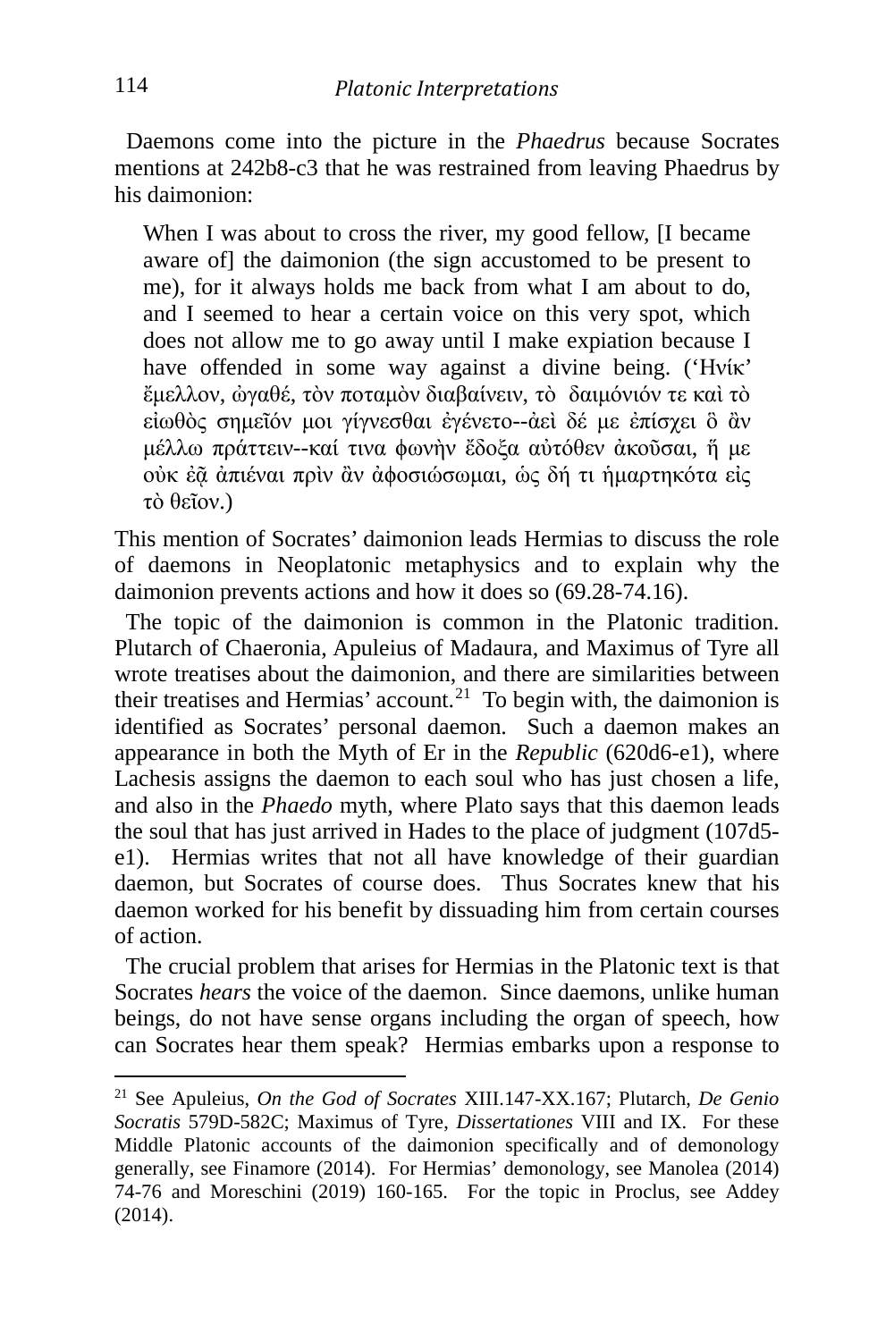Daemons come into the picture in the *Phaedrus* because Socrates mentions at 242b8-c3 that he was restrained from leaving Phaedrus by his daimonion:

> When I was about to cross the river, my good fellow, [I became aware of] the daimonion (the sign accustomed to be present to me), for it always holds me back from what I am about to do, and I seemed to hear a certain voice on this very spot, which does not allow me to go away until I make expiation because I have offended in some way against a divine being. (Ἡνίκ' ἔμελλον, ὠγαθέ, τὸν ποταμὸν διαβαίνειν, τὸ δαιμόνιόν τε καὶ τὸ εἰωθὸς σημεῖόν μοι γίγνεσθαι ἐγένετο--ἀεὶ δέ με ἐπίσχει ὃ ἂν μέλλω πράττειν--καί τινα φωνὴν ἔδοξα αὐτόθεν ἀκοῦσαι, ἥ με οὐκ ἐᾷ ἀπιέναι πρὶν ἂν ἀφοσιώσωμαι, ὡς δή τι ἡμαρτηκότα εἰς τὸ θεῖον.)

This mention of Socrates' daimonion leads Hermias to discuss the role of daemons in Neoplatonic metaphysics and to explain why the daimonion prevents actions and how it does so (69.28-74.16).

The topic of the daimonion is common in the Platonic tradition. Plutarch of Chaeronia, Apuleius of Madaura, and Maximus of Tyre all wrote treatises about the daimonion, and there are similarities between their treatises and Hermias' account.[21] To begin with, the daimonion is identified as Socrates' personal daemon. Such a daemon makes an appearance in both the Myth of Er in the *Republic* (620d6-e1), where Lachesis assigns the daemon to each soul who has just chosen a life, and also in the *Phaedo* myth, where Plato says that this daemon leads the soul that has just arrived in Hades to the place of judgment (107d5-e1). Hermias writes that not all have knowledge of their guardian daemon, but Socrates of course does. Thus Socrates knew that his daemon worked for his benefit by dissuading him from certain courses of action.

The crucial problem that arises for Hermias in the Platonic text is that Socrates *hears* the voice of the daemon. Since daemons, unlike human beings, do not have sense organs including the organ of speech, how can Socrates hear them speak? Hermias embarks upon a response to

[21] See Apuleius, *On the God of Socrates* XIII.147-XX.167; Plutarch, *De Genio Socratis* 579D-582C; Maximus of Tyre, *Dissertationes* VIII and IX. For these Middle Platonic accounts of the daimonion specifically and of demonology generally, see Finamore (2014). For Hermias' demonology, see Manolea (2014) 74-76 and Moreschini (2019) 160-165. For the topic in Proclus, see Addey (2014).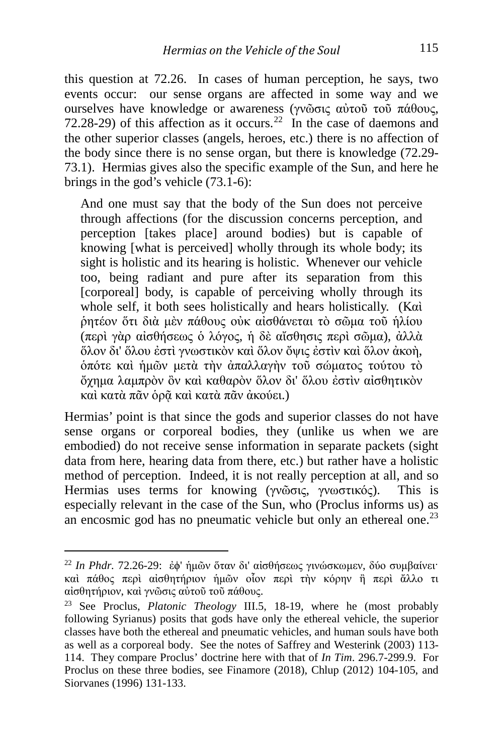this question at 72.26. In cases of human perception, he says, two events occur: our sense organs are affected in some way and we ourselves have knowledge or awareness (γνῶσις αὐτοῦ τοῦ πάθους, 72.28-29) of this affection as it occurs.[22] In the case of daemons and the other superior classes (angels, heroes, etc.) there is no affection of the body since there is no sense organ, but there is knowledge (72.29-73.1). Hermias gives also the specific example of the Sun, and here he brings in the god's vehicle (73.1-6):

> And one must say that the body of the Sun does not perceive through affections (for the discussion concerns perception, and perception [takes place] around bodies) but is capable of knowing [what is perceived] wholly through its whole body; its sight is holistic and its hearing is holistic. Whenever our vehicle too, being radiant and pure after its separation from this [corporeal] body, is capable of perceiving wholly through its whole self, it both sees holistically and hears holistically. (Καὶ ῥητέον ὅτι διὰ μὲν πάθους οὐκ αἰσθάνεται τὸ σῶμα τοῦ ἡλίου (περὶ γὰρ αἰσθήσεως ὁ λόγος, ἡ δὲ αἴσθησις περὶ σῶμα), ἀλλὰ ὅλον δι' ὅλου ἐστὶ γνωστικὸν καὶ ὅλον ὄψις ἐστὶν καὶ ὅλον ἀκοὴ, ὁπότε καὶ ἡμῶν μετὰ τὴν ἀπαλλαγὴν τοῦ σώματος τούτου τὸ ὄχημα λαμπρὸν ὂν καὶ καθαρὸν ὅλον δι' ὅλου ἐστὶν αἰσθητικὸν καὶ κατὰ πᾶν ὁρᾷ καὶ κατὰ πᾶν ἀκούει.)

Hermias' point is that since the gods and superior classes do not have sense organs or corporeal bodies, they (unlike us when we are embodied) do not receive sense information in separate packets (sight data from here, hearing data from there, etc.) but rather have a holistic method of perception. Indeed, it is not really perception at all, and so Hermias uses terms for knowing (γνῶσις, γνωστικός). This is especially relevant in the case of the Sun, who (Proclus informs us) as an encosmic god has no pneumatic vehicle but only an ethereal one.[23]

---

[22] *In Phdr.* 72.26-29: ἐφ' ἡμῶν ὅταν δι' αἰσθήσεως γινώσκωμεν, δύο συμβαίνει· καὶ πάθος περὶ αἰσθητήριον ἡμῶν οἷον περὶ τὴν κόρην ἢ περὶ ἄλλο τι αἰσθητήριον, καὶ γνῶσις αὐτοῦ τοῦ πάθους.

[23] See Proclus, *Platonic Theology* III.5, 18-19, where he (most probably following Syrianus) posits that gods have only the ethereal vehicle, the superior classes have both the ethereal and pneumatic vehicles, and human souls have both as well as a corporeal body. See the notes of Saffrey and Westerink (2003) 113-114. They compare Proclus' doctrine here with that of *In Tim*. 296.7-299.9. For Proclus on these three bodies, see Finamore (2018), Chlup (2012) 104-105, and Siorvanes (1996) 131-133.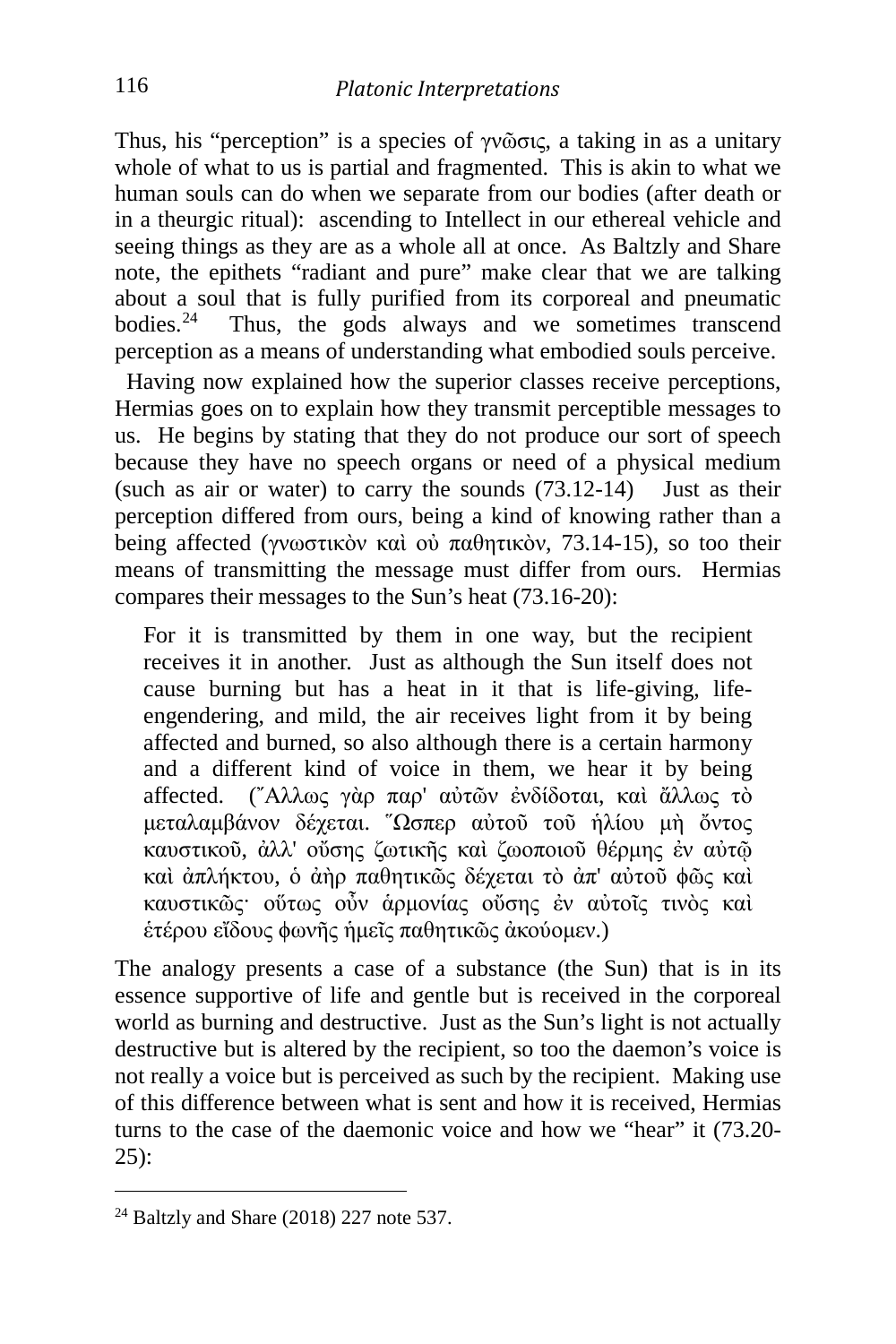Thus, his "perception" is a species of γνῶσις, a taking in as a unitary whole of what to us is partial and fragmented. This is akin to what we human souls can do when we separate from our bodies (after death or in a theurgic ritual): ascending to Intellect in our ethereal vehicle and seeing things as they are as a whole all at once. As Baltzly and Share note, the epithets "radiant and pure" make clear that we are talking about a soul that is fully purified from its corporeal and pneumatic bodies.[24] Thus, the gods always and we sometimes transcend perception as a means of understanding what embodied souls perceive.

Having now explained how the superior classes receive perceptions, Hermias goes on to explain how they transmit perceptible messages to us. He begins by stating that they do not produce our sort of speech because they have no speech organs or need of a physical medium (such as air or water) to carry the sounds (73.12-14) Just as their perception differed from ours, being a kind of knowing rather than a being affected (γνωστικὸν καὶ οὐ παθητικὸν, 73.14-15), so too their means of transmitting the message must differ from ours. Hermias compares their messages to the Sun's heat (73.16-20):

> For it is transmitted by them in one way, but the recipient receives it in another. Just as although the Sun itself does not cause burning but has a heat in it that is life-giving, life-engendering, and mild, the air receives light from it by being affected and burned, so also although there is a certain harmony and a different kind of voice in them, we hear it by being affected. (Ἄλλως γὰρ παρ' αὐτῶν ἐνδίδοται, καὶ ἄλλως τὸ μεταλαμβάνον δέχεται. Ὥσπερ αὐτοῦ τοῦ ἡλίου μὴ ὄντος καυστικοῦ, ἀλλ' οὔσης ζωτικῆς καὶ ζωοποιοῦ θέρμης ἐν αὐτῷ καὶ ἀπλήκτου, ὁ ἀὴρ παθητικῶς δέχεται τὸ ἀπ' αὐτοῦ φῶς καὶ καυστικῶς· οὕτως οὖν ἁρμονίας οὔσης ἐν αὐτοῖς τινὸς καὶ ἑτέρου εἴδους φωνῆς ἡμεῖς παθητικῶς ἀκούομεν.)

The analogy presents a case of a substance (the Sun) that is in its essence supportive of life and gentle but is received in the corporeal world as burning and destructive. Just as the Sun's light is not actually destructive but is altered by the recipient, so too the daemon's voice is not really a voice but is perceived as such by the recipient. Making use of this difference between what is sent and how it is received, Hermias turns to the case of the daemonic voice and how we "hear" it (73.20-25):

---

[24] Baltzly and Share (2018) 227 note 537.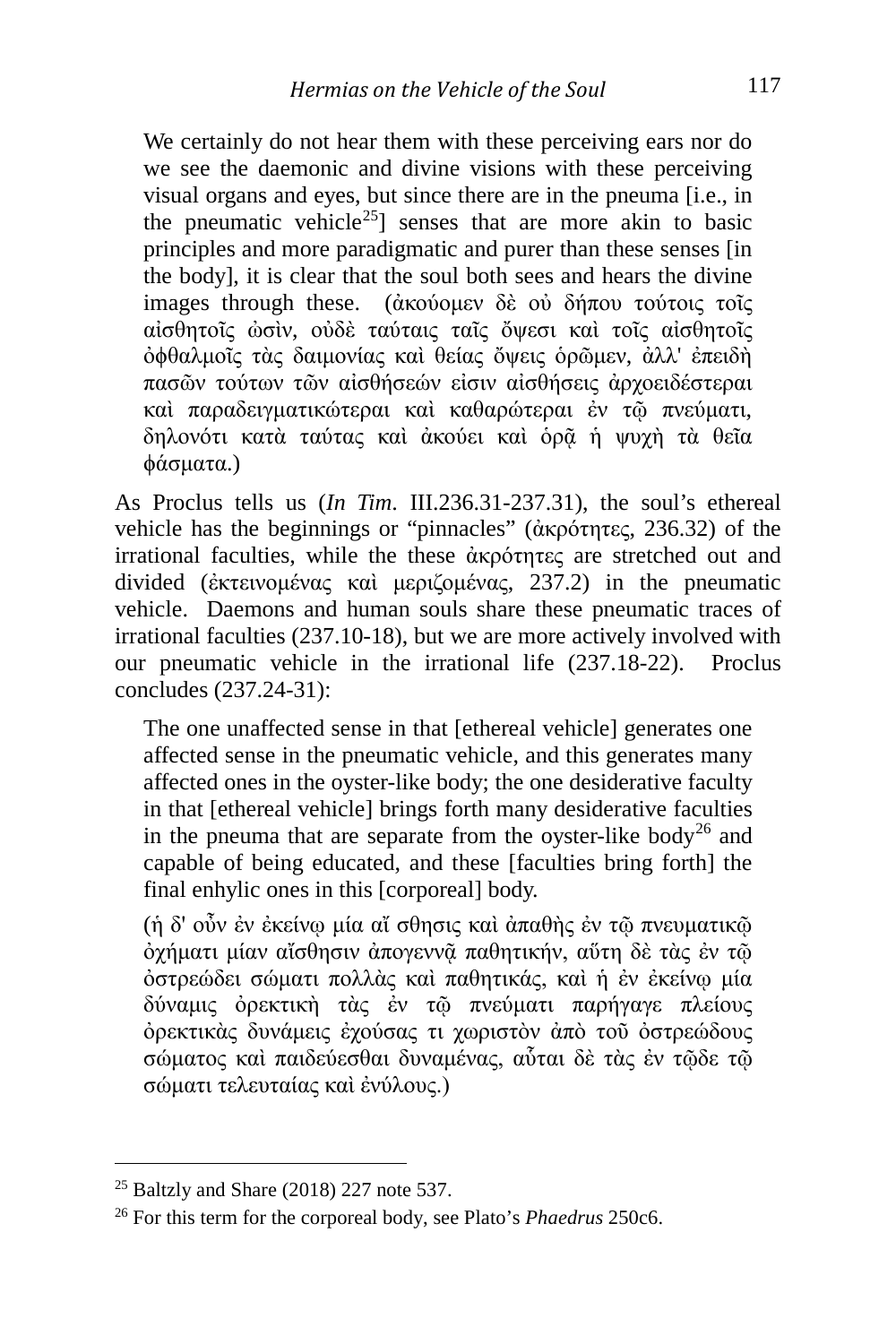> We certainly do not hear them with these perceiving ears nor do we see the daemonic and divine visions with these perceiving visual organs and eyes, but since there are in the pneuma [i.e., in the pneumatic vehicle[25]] senses that are more akin to basic principles and more paradigmatic and purer than these senses [in the body], it is clear that the soul both sees and hears the divine images through these. (ἀκούομεν δὲ οὐ δήπου τούτοις τοῖς αἰσθητοῖς ὠσὶν, οὐδὲ ταύταις ταῖς ὄψεσι καὶ τοῖς αἰσθητοῖς ὀφθαλμοῖς τὰς δαιμονίας καὶ θείας ὄψεις ὁρῶμεν, ἀλλ' ἐπειδὴ πασῶν τούτων τῶν αἰσθήσεών εἰσιν αἰσθήσεις ἀρχοειδέστεραι καὶ παραδειγματικώτεραι καὶ καθαρώτεραι ἐν τῷ πνεύματι, δηλονότι κατὰ ταύτας καὶ ἀκούει καὶ ὁρᾷ ἡ ψυχὴ τὰ θεῖα φάσματα.)

As Proclus tells us (*In Tim*. III.236.31-237.31), the soul's ethereal vehicle has the beginnings or "pinnacles" (ἀκρότητες, 236.32) of the irrational faculties, while the these ἀκρότητες are stretched out and divided (ἐκτεινομένας καὶ μεριζομένας, 237.2) in the pneumatic vehicle. Daemons and human souls share these pneumatic traces of irrational faculties (237.10-18), but we are more actively involved with our pneumatic vehicle in the irrational life (237.18-22). Proclus concludes (237.24-31):

> The one unaffected sense in that [ethereal vehicle] generates one affected sense in the pneumatic vehicle, and this generates many affected ones in the oyster-like body; the one desiderative faculty in that [ethereal vehicle] brings forth many desiderative faculties in the pneuma that are separate from the oyster-like body[26] and capable of being educated, and these [faculties bring forth] the final enhylic ones in this [corporeal] body.
>
> (ἡ δ' οὖν ἐν ἐκείνῳ μία αἴ σθησις καὶ ἀπαθὴς ἐν τῷ πνευματικῷ ὀχήματι μίαν αἴσθησιν ἀπογεννᾷ παθητικήν, αὕτη δὲ τὰς ἐν τῷ ὀστρεώδει σώματι πολλὰς καὶ παθητικάς, καὶ ἡ ἐν ἐκείνῳ μία δύναμις ὀρεκτικὴ τὰς ἐν τῷ πνεύματι παρήγαγε πλείους ὀρεκτικὰς δυνάμεις ἐχούσας τι χωριστὸν ἀπὸ τοῦ ὀστρεώδους σώματος καὶ παιδεύεσθαι δυναμένας, αὗται δὲ τὰς ἐν τῷδε τῷ σώματι τελευταίας καὶ ἐνύλους.)

---

[25] Baltzly and Share (2018) 227 note 537.

[26] For this term for the corporeal body, see Plato's *Phaedrus* 250c6.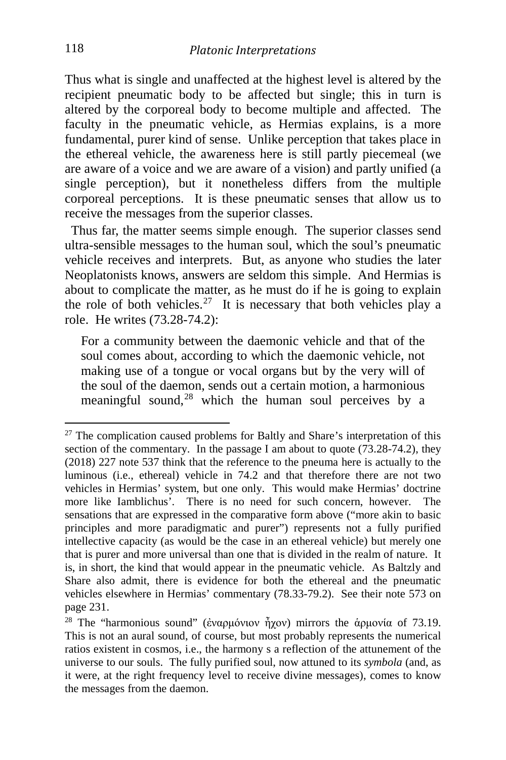Thus what is single and unaffected at the highest level is altered by the recipient pneumatic body to be affected but single; this in turn is altered by the corporeal body to become multiple and affected. The faculty in the pneumatic vehicle, as Hermias explains, is a more fundamental, purer kind of sense. Unlike perception that takes place in the ethereal vehicle, the awareness here is still partly piecemeal (we are aware of a voice and we are aware of a vision) and partly unified (a single perception), but it nonetheless differs from the multiple corporeal perceptions. It is these pneumatic senses that allow us to receive the messages from the superior classes.

Thus far, the matter seems simple enough. The superior classes send ultra-sensible messages to the human soul, which the soul's pneumatic vehicle receives and interprets. But, as anyone who studies the later Neoplatonists knows, answers are seldom this simple. And Hermias is about to complicate the matter, as he must do if he is going to explain the role of both vehicles.[27] It is necessary that both vehicles play a role. He writes (73.28-74.2):

> For a community between the daemonic vehicle and that of the soul comes about, according to which the daemonic vehicle, not making use of a tongue or vocal organs but by the very will of the soul of the daemon, sends out a certain motion, a harmonious meaningful sound,[28] which the human soul perceives by a

---

[27] The complication caused problems for Baltly and Share's interpretation of this section of the commentary. In the passage I am about to quote (73.28-74.2), they (2018) 227 note 537 think that the reference to the pneuma here is actually to the luminous (i.e., ethereal) vehicle in 74.2 and that therefore there are not two vehicles in Hermias' system, but one only. This would make Hermias' doctrine more like Iamblichus'. There is no need for such concern, however. The sensations that are expressed in the comparative form above ("more akin to basic principles and more paradigmatic and purer") represents not a fully purified intellective capacity (as would be the case in an ethereal vehicle) but merely one that is purer and more universal than one that is divided in the realm of nature. It is, in short, the kind that would appear in the pneumatic vehicle. As Baltzly and Share also admit, there is evidence for both the ethereal and the pneumatic vehicles elsewhere in Hermias' commentary (78.33-79.2). See their note 573 on page 231.

[28] The "harmonious sound" (ἐναρμόνιον ἦχον) mirrors the ἁρμονία of 73.19. This is not an aural sound, of course, but most probably represents the numerical ratios existent in cosmos, i.e., the harmony s a reflection of the attunement of the universe to our souls. The fully purified soul, now attuned to its *symbola* (and, as it were, at the right frequency level to receive divine messages), comes to know the messages from the daemon.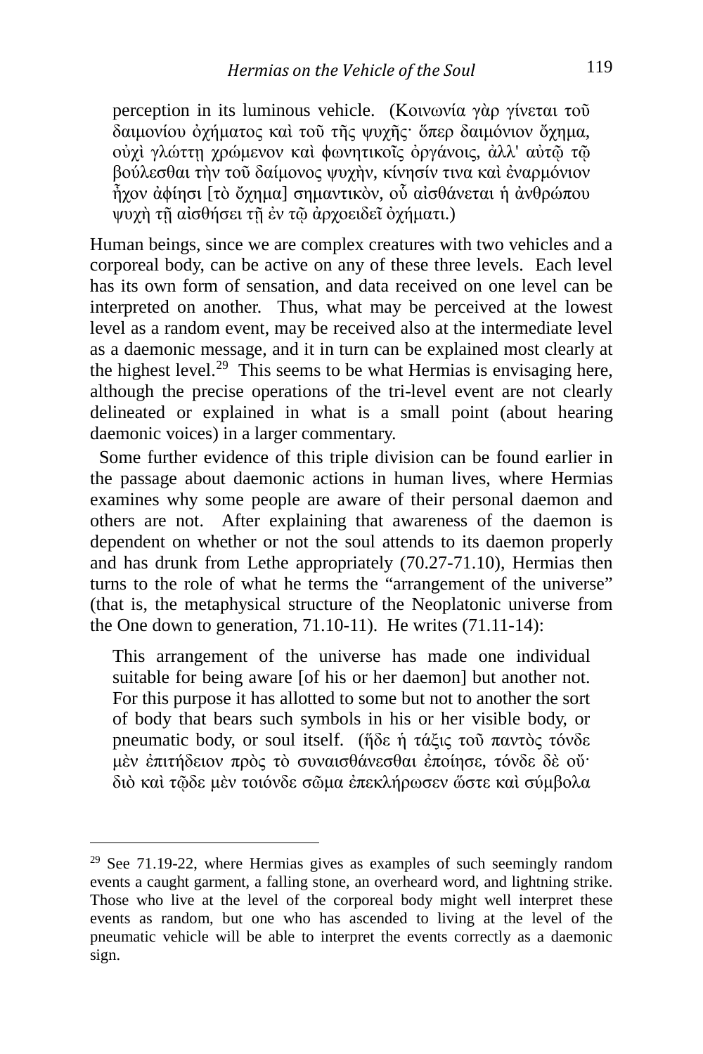perception in its luminous vehicle. (Κοινωνία γὰρ γίνεται τοῦ δαιμονίου ὀχήματος καὶ τοῦ τῆς ψυχῆς· ὅπερ δαιμόνιον ὄχημα, οὐχὶ γλώττῃ χρώμενον καὶ φωνητικοῖς ὀργάνοις, ἀλλ' αὐτῷ τῷ βούλεσθαι τὴν τοῦ δαίμονος ψυχὴν, κίνησίν τινα καὶ ἐναρμόνιον ἦχον ἀφίησι [τὸ ὄχημα] σημαντικὸν, οὗ αἰσθάνεται ἡ ἀνθρώπου ψυχὴ τῇ αἰσθήσει τῇ ἐν τῷ ἀρχοειδεῖ ὀχήματι.)

Human beings, since we are complex creatures with two vehicles and a corporeal body, can be active on any of these three levels. Each level has its own form of sensation, and data received on one level can be interpreted on another. Thus, what may be perceived at the lowest level as a random event, may be received also at the intermediate level as a daemonic message, and it in turn can be explained most clearly at the highest level.[29] This seems to be what Hermias is envisaging here, although the precise operations of the tri-level event are not clearly delineated or explained in what is a small point (about hearing daemonic voices) in a larger commentary.

Some further evidence of this triple division can be found earlier in the passage about daemonic actions in human lives, where Hermias examines why some people are aware of their personal daemon and others are not. After explaining that awareness of the daemon is dependent on whether or not the soul attends to its daemon properly and has drunk from Lethe appropriately (70.27-71.10), Hermias then turns to the role of what he terms the "arrangement of the universe" (that is, the metaphysical structure of the Neoplatonic universe from the One down to generation, 71.10-11). He writes (71.11-14):

> This arrangement of the universe has made one individual suitable for being aware [of his or her daemon] but another not. For this purpose it has allotted to some but not to another the sort of body that bears such symbols in his or her visible body, or pneumatic body, or soul itself. (ἥδε ἡ τάξις τοῦ παντὸς τόνδε μὲν ἐπιτήδειον πρὸς τὸ συναισθάνεσθαι ἐποίησε, τόνδε δὲ οὔ· διὸ καὶ τῷδε μὲν τοιόνδε σῶμα ἐπεκλήρωσεν ὥστε καὶ σύμβολα

---

[29] See 71.19-22, where Hermias gives as examples of such seemingly random events a caught garment, a falling stone, an overheard word, and lightning strike. Those who live at the level of the corporeal body might well interpret these events as random, but one who has ascended to living at the level of the pneumatic vehicle will be able to interpret the events correctly as a daemonic sign.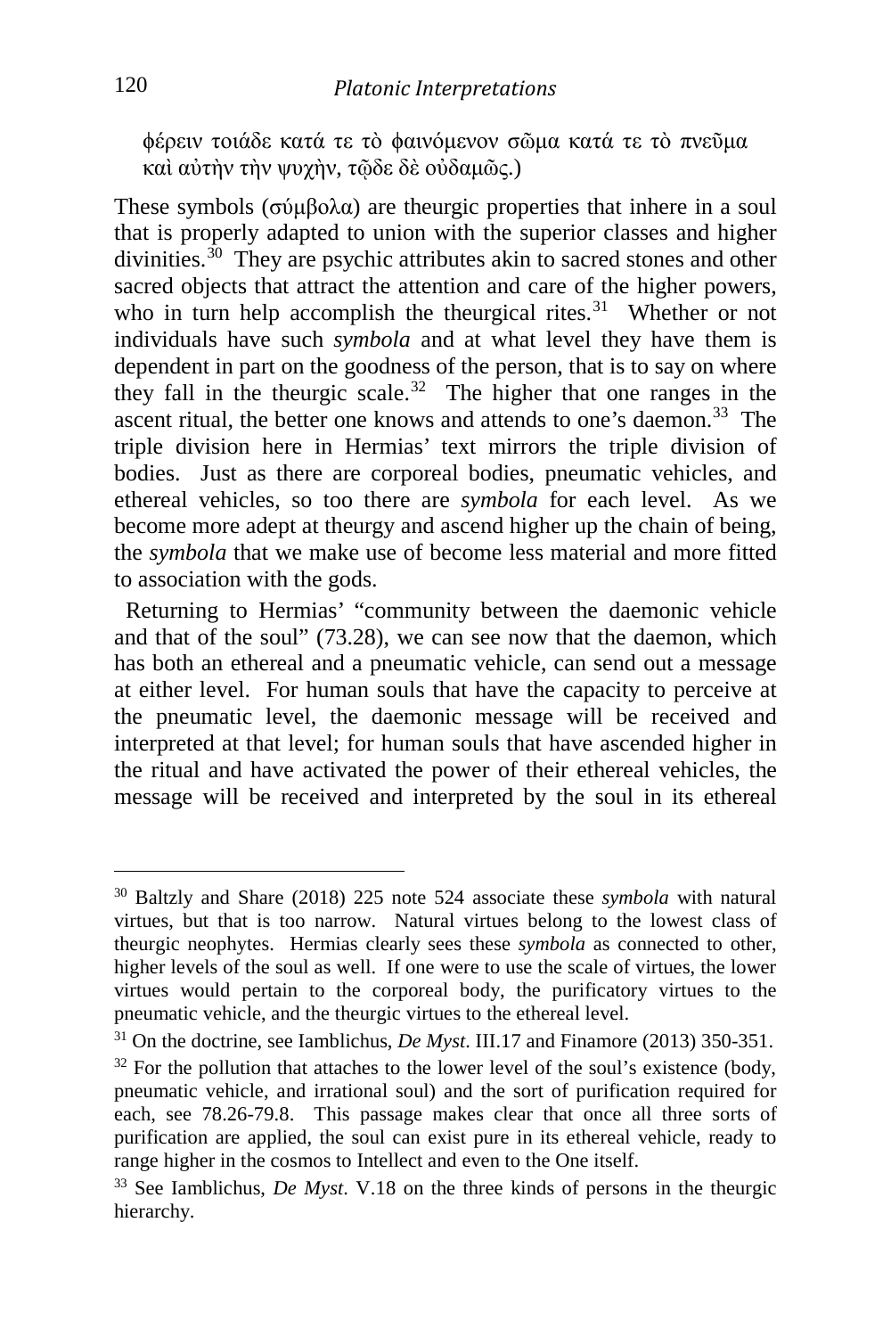φέρειν τοιάδε κατά τε τὸ φαινόμενον σῶμα κατά τε τὸ πνεῦμα καὶ αὐτὴν τὴν ψυχὴν, τῷδε δὲ οὐδαμῶς.)

These symbols (σύμβολα) are theurgic properties that inhere in a soul that is properly adapted to union with the superior classes and higher divinities.[30] They are psychic attributes akin to sacred stones and other sacred objects that attract the attention and care of the higher powers, who in turn help accomplish the theurgical rites.[31] Whether or not individuals have such *symbola* and at what level they have them is dependent in part on the goodness of the person, that is to say on where they fall in the theurgic scale.[32] The higher that one ranges in the ascent ritual, the better one knows and attends to one's daemon.[33] The triple division here in Hermias' text mirrors the triple division of bodies. Just as there are corporeal bodies, pneumatic vehicles, and ethereal vehicles, so too there are *symbola* for each level. As we become more adept at theurgy and ascend higher up the chain of being, the *symbola* that we make use of become less material and more fitted to association with the gods.

Returning to Hermias' "community between the daemonic vehicle and that of the soul" (73.28), we can see now that the daemon, which has both an ethereal and a pneumatic vehicle, can send out a message at either level. For human souls that have the capacity to perceive at the pneumatic level, the daemonic message will be received and interpreted at that level; for human souls that have ascended higher in the ritual and have activated the power of their ethereal vehicles, the message will be received and interpreted by the soul in its ethereal

---

[30] Baltzly and Share (2018) 225 note 524 associate these *symbola* with natural virtues, but that is too narrow. Natural virtues belong to the lowest class of theurgic neophytes. Hermias clearly sees these *symbola* as connected to other, higher levels of the soul as well. If one were to use the scale of virtues, the lower virtues would pertain to the corporeal body, the purificatory virtues to the pneumatic vehicle, and the theurgic virtues to the ethereal level.

[31] On the doctrine, see Iamblichus, *De Myst*. III.17 and Finamore (2013) 350-351.

[32] For the pollution that attaches to the lower level of the soul's existence (body, pneumatic vehicle, and irrational soul) and the sort of purification required for each, see 78.26-79.8. This passage makes clear that once all three sorts of purification are applied, the soul can exist pure in its ethereal vehicle, ready to range higher in the cosmos to Intellect and even to the One itself.

[33] See Iamblichus, *De Myst*. V.18 on the three kinds of persons in the theurgic hierarchy.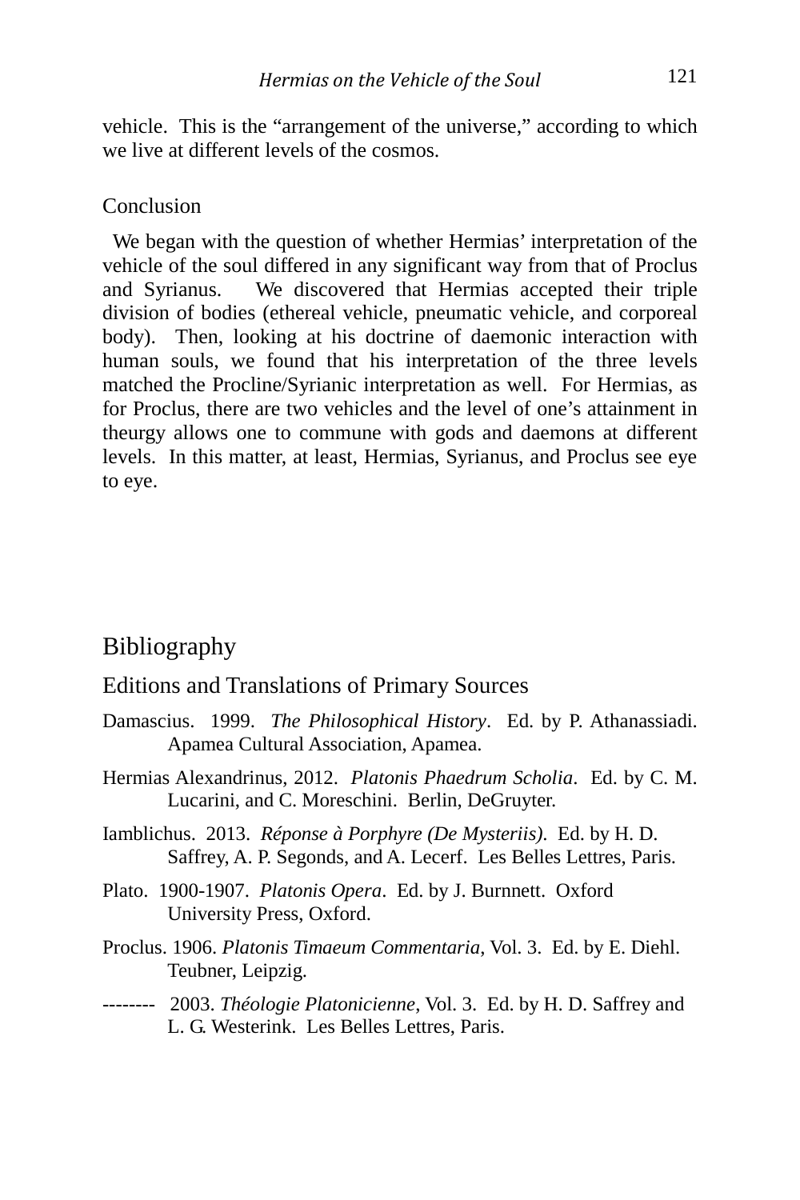vehicle. This is the "arrangement of the universe," according to which we live at different levels of the cosmos.

### Conclusion

We began with the question of whether Hermias' interpretation of the vehicle of the soul differed in any significant way from that of Proclus and Syrianus. We discovered that Hermias accepted their triple division of bodies (ethereal vehicle, pneumatic vehicle, and corporeal body). Then, looking at his doctrine of daemonic interaction with human souls, we found that his interpretation of the three levels matched the Procline/Syrianic interpretation as well. For Hermias, as for Proclus, there are two vehicles and the level of one's attainment in theurgy allows one to commune with gods and daemons at different levels. In this matter, at least, Hermias, Syrianus, and Proclus see eye to eye.

## Bibliography

### Editions and Translations of Primary Sources

Damascius. 1999. *The Philosophical History*. Ed. by P. Athanassiadi. Apamea Cultural Association, Apamea.

Hermias Alexandrinus, 2012. *Platonis Phaedrum Scholia*. Ed. by C. M. Lucarini, and C. Moreschini. Berlin, DeGruyter.

Iamblichus. 2013. *Réponse à Porphyre (De Mysteriis)*. Ed. by H. D. Saffrey, A. P. Segonds, and A. Lecerf. Les Belles Lettres, Paris.

Plato. 1900-1907. *Platonis Opera*. Ed. by J. Burnnett. Oxford University Press, Oxford.

Proclus. 1906. *Platonis Timaeum Commentaria*, Vol. 3. Ed. by E. Diehl. Teubner, Leipzig.

-------- 2003. *Théologie Platonicienne*, Vol. 3. Ed. by H. D. Saffrey and L. G. Westerink. Les Belles Lettres, Paris.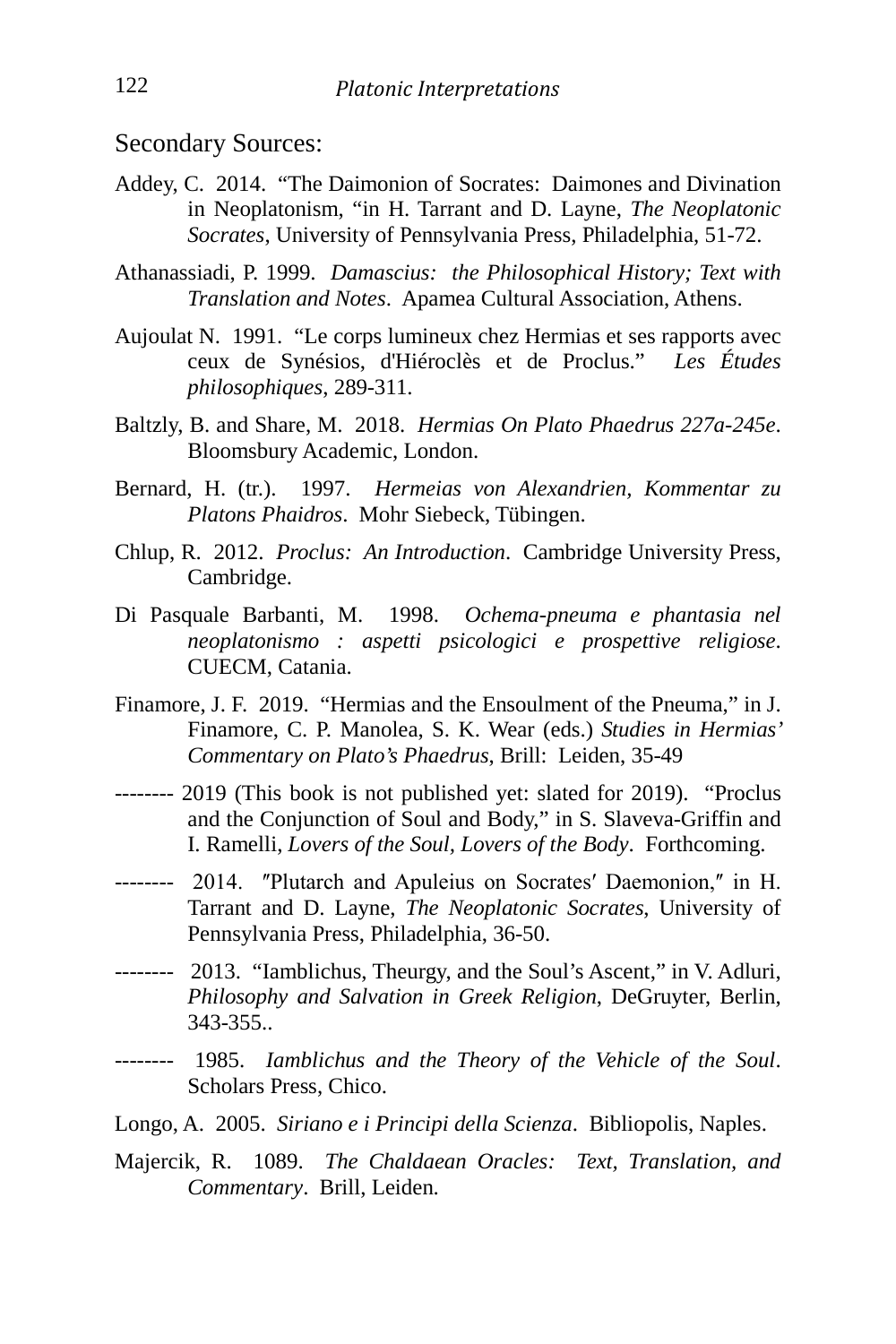Secondary Sources:

Addey, C. 2014. "The Daimonion of Socrates: Daimones and Divination in Neoplatonism, "in H. Tarrant and D. Layne, *The Neoplatonic Socrates*, University of Pennsylvania Press, Philadelphia, 51-72.

Athanassiadi, P. 1999. *Damascius: the Philosophical History; Text with Translation and Notes*. Apamea Cultural Association, Athens.

Aujoulat N. 1991. "Le corps lumineux chez Hermias et ses rapports avec ceux de Synésios, d'Hiéroclès et de Proclus." *Les Études philosophiques*, 289-311.

Baltzly, B. and Share, M. 2018. *Hermias On Plato Phaedrus 227a-245e*. Bloomsbury Academic, London.

Bernard, H. (tr.). 1997. *Hermeias von Alexandrien, Kommentar zu Platons Phaidros*. Mohr Siebeck, Tübingen.

Chlup, R. 2012. *Proclus: An Introduction*. Cambridge University Press, Cambridge.

Di Pasquale Barbanti, M. 1998. *Ochema-pneuma e phantasia nel neoplatonismo : aspetti psicologici e prospettive religiose*. CUECM, Catania.

Finamore, J. F. 2019. "Hermias and the Ensoulment of the Pneuma," in J. Finamore, C. P. Manolea, S. K. Wear (eds.) *Studies in Hermias' Commentary on Plato's Phaedrus*, Brill: Leiden, 35-49

-------- 2019 (This book is not published yet: slated for 2019). "Proclus and the Conjunction of Soul and Body," in S. Slaveva-Griffin and I. Ramelli, *Lovers of the Soul, Lovers of the Body*. Forthcoming.

-------- 2014. ″Plutarch and Apuleius on Socrates′ Daemonion,″ in H. Tarrant and D. Layne, *The Neoplatonic Socrates*, University of Pennsylvania Press, Philadelphia, 36-50.

-------- 2013. "Iamblichus, Theurgy, and the Soul's Ascent," in V. Adluri, *Philosophy and Salvation in Greek Religion*, DeGruyter, Berlin, 343-355..

-------- 1985. *Iamblichus and the Theory of the Vehicle of the Soul*. Scholars Press, Chico.

Longo, A. 2005. *Siriano e i Principi della Scienza*. Bibliopolis, Naples.

Majercik, R. 1089. *The Chaldaean Oracles: Text, Translation, and Commentary*. Brill, Leiden.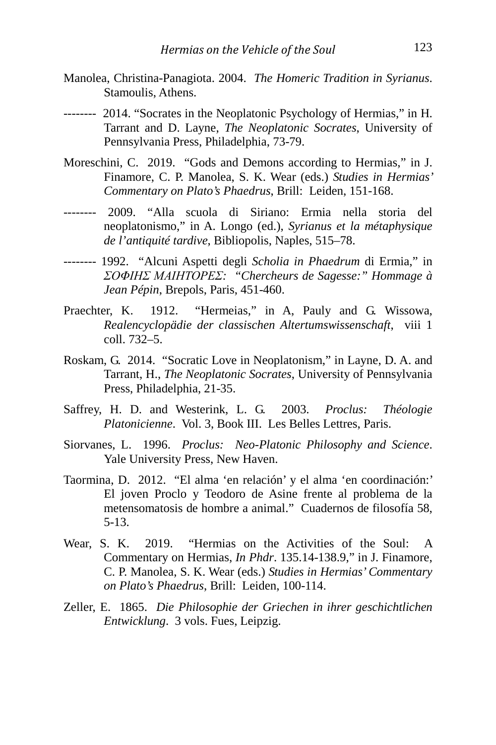Manolea, Christina-Panagiota. 2004. *The Homeric Tradition in Syrianus*. Stamoulis, Athens.

-------- 2014. "Socrates in the Neoplatonic Psychology of Hermias," in H. Tarrant and D. Layne, *The Neoplatonic Socrates*, University of Pennsylvania Press, Philadelphia, 73-79.

Moreschini, C. 2019. "Gods and Demons according to Hermias," in J. Finamore, C. P. Manolea, S. K. Wear (eds.) *Studies in Hermias' Commentary on Plato's Phaedrus*, Brill: Leiden, 151-168.

-------- 2009. "Alla scuola di Siriano: Ermia nella storia del neoplatonismo," in A. Longo (ed.), *Syrianus et la métaphysique de l'antiquité tardive*, Bibliopolis, Naples, 515–78.

-------- 1992. "Alcuni Aspetti degli *Scholia in Phaedrum* di Ermia," in *ΣΟΦΙΗΣ ΜΑΙΗΤΟΡΕΣ: "Chercheurs de Sagesse:" Hommage à Jean Pépin*, Brepols, Paris, 451-460.

Praechter, K. 1912. "Hermeias," in A, Pauly and G. Wissowa, *Realencyclopädie der classischen Altertumswissenschaft*, viii 1 coll. 732–5.

Roskam, G. 2014. "Socratic Love in Neoplatonism," in Layne, D. A. and Tarrant, H., *The Neoplatonic Socrates*, University of Pennsylvania Press, Philadelphia, 21-35.

Saffrey, H. D. and Westerink, L. G. 2003. *Proclus: Théologie Platonicienne*. Vol. 3, Book III. Les Belles Lettres, Paris.

Siorvanes, L. 1996. *Proclus: Neo-Platonic Philosophy and Science*. Yale University Press, New Haven.

Taormina, D. 2012. "El alma 'en relación' y el alma 'en coordinación:' El joven Proclo y Teodoro de Asine frente al problema de la metensomatosis de hombre a animal." Cuadernos de filosofía 58, 5-13.

Wear, S. K. 2019. "Hermias on the Activities of the Soul: A Commentary on Hermias, *In Phdr*. 135.14-138.9," in J. Finamore, C. P. Manolea, S. K. Wear (eds.) *Studies in Hermias' Commentary on Plato's Phaedrus*, Brill: Leiden, 100-114.

Zeller, E. 1865. *Die Philosophie der Griechen in ihrer geschichtlichen Entwicklung*. 3 vols. Fues, Leipzig.